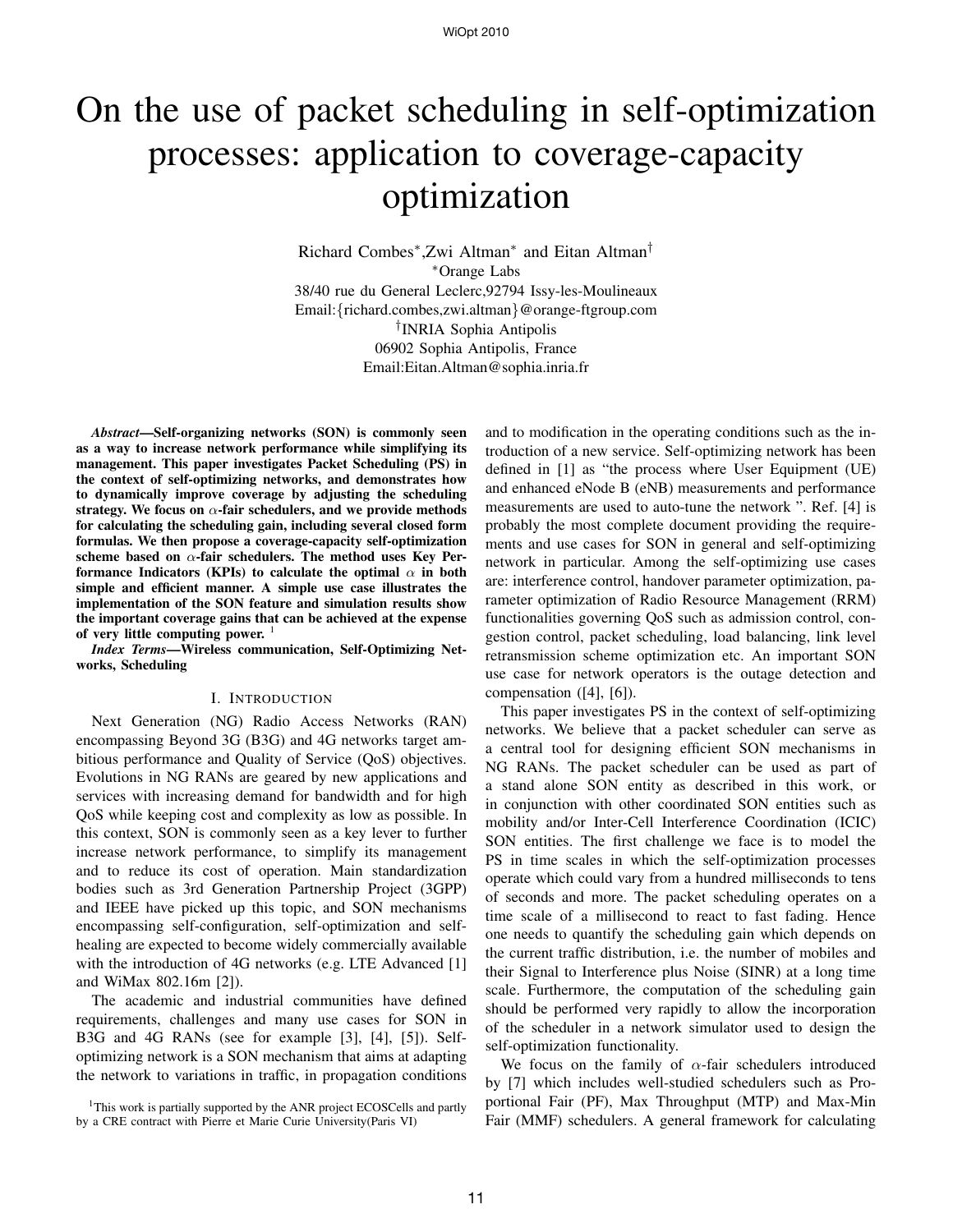# On the use of packet scheduling in self-optimization processes: application to coverage-capacity optimization

Richard Combes*, Zwi Altman* and Eitan Altman†

*Orange Labs
38/40 rue du General Leclerc, 92794 Issy-les-Moulineaux
Email: {richard.combes,zwi.altman}@orange-ftgroup.com

†INRIA Sophia Antipolis
06902 Sophia Antipolis, France
Email: Eitan.Altman@sophia.inria.fr

***Abstract*—Self-organizing networks (SON) is commonly seen as a way to increase network performance while simplifying its management. This paper investigates Packet Scheduling (PS) in the context of self-optimizing networks, and demonstrates how to dynamically improve coverage by adjusting the scheduling strategy. We focus on $\alpha$-fair schedulers, and we provide methods for calculating the scheduling gain, including several closed form formulas. We then propose a coverage-capacity self-optimization scheme based on $\alpha$-fair schedulers. The method uses Key Performance Indicators (KPIs) to calculate the optimal $\alpha$ in both simple and efficient manner. A simple use case illustrates the implementation of the SON feature and simulation results show the important coverage gains that can be achieved at the expense of very little computing power.** [1]

***Index Terms*—Wireless communication, Self-Optimizing Networks, Scheduling**

## I. Introduction

Next Generation (NG) Radio Access Networks (RAN) encompassing Beyond 3G (B3G) and 4G networks target ambitious performance and Quality of Service (QoS) objectives. Evolutions in NG RANs are geared by new applications and services with increasing demand for bandwidth and for high QoS while keeping cost and complexity as low as possible. In this context, SON is commonly seen as a key lever to further increase network performance, to simplify its management and to reduce its cost of operation. Main standardization bodies such as 3rd Generation Partnership Project (3GPP) and IEEE have picked up this topic, and SON mechanisms encompassing self-configuration, self-optimization and self-healing are expected to become widely commercially available with the introduction of 4G networks (e.g. LTE Advanced [1] and WiMax 802.16m [2]).

The academic and industrial communities have defined requirements, challenges and many use cases for SON in B3G and 4G RANs (see for example [3], [4], [5]). Self-optimizing network is a SON mechanism that aims at adapting the network to variations in traffic, in propagation conditions and to modification in the operating conditions such as the introduction of a new service. Self-optimizing network has been defined in [1] as "the process where User Equipment (UE) and enhanced eNode B (eNB) measurements and performance measurements are used to auto-tune the network ". Ref. [4] is probably the most complete document providing the requirements and use cases for SON in general and self-optimizing network in particular. Among the self-optimizing use cases are: interference control, handover parameter optimization, parameter optimization of Radio Resource Management (RRM) functionalities governing QoS such as admission control, congestion control, packet scheduling, load balancing, link level retransmission scheme optimization etc. An important SON use case for network operators is the outage detection and compensation ([4], [6]).

This paper investigates PS in the context of self-optimizing networks. We believe that a packet scheduler can serve as a central tool for designing efficient SON mechanisms in NG RANs. The packet scheduler can be used as part of a stand alone SON entity as described in this work, or in conjunction with other coordinated SON entities such as mobility and/or Inter-Cell Interference Coordination (ICIC) SON entities. The first challenge we face is to model the PS in time scales in which the self-optimization processes operate which could vary from a hundred milliseconds to tens of seconds and more. The packet scheduling operates on a time scale of a millisecond to react to fast fading. Hence one needs to quantify the scheduling gain which depends on the current traffic distribution, i.e. the number of mobiles and their Signal to Interference plus Noise (SINR) at a long time scale. Furthermore, the computation of the scheduling gain should be performed very rapidly to allow the incorporation of the scheduler in a network simulator used to design the self-optimization functionality.

We focus on the family of $\alpha$-fair schedulers introduced by [7] which includes well-studied schedulers such as Proportional Fair (PF), Max Throughput (MTP) and Max-Min Fair (MMF) schedulers. A general framework for calculating

[1] This work is partially supported by the ANR project ECOSCells and partly by a CRE contract with Pierre et Marie Curie University(Paris VI)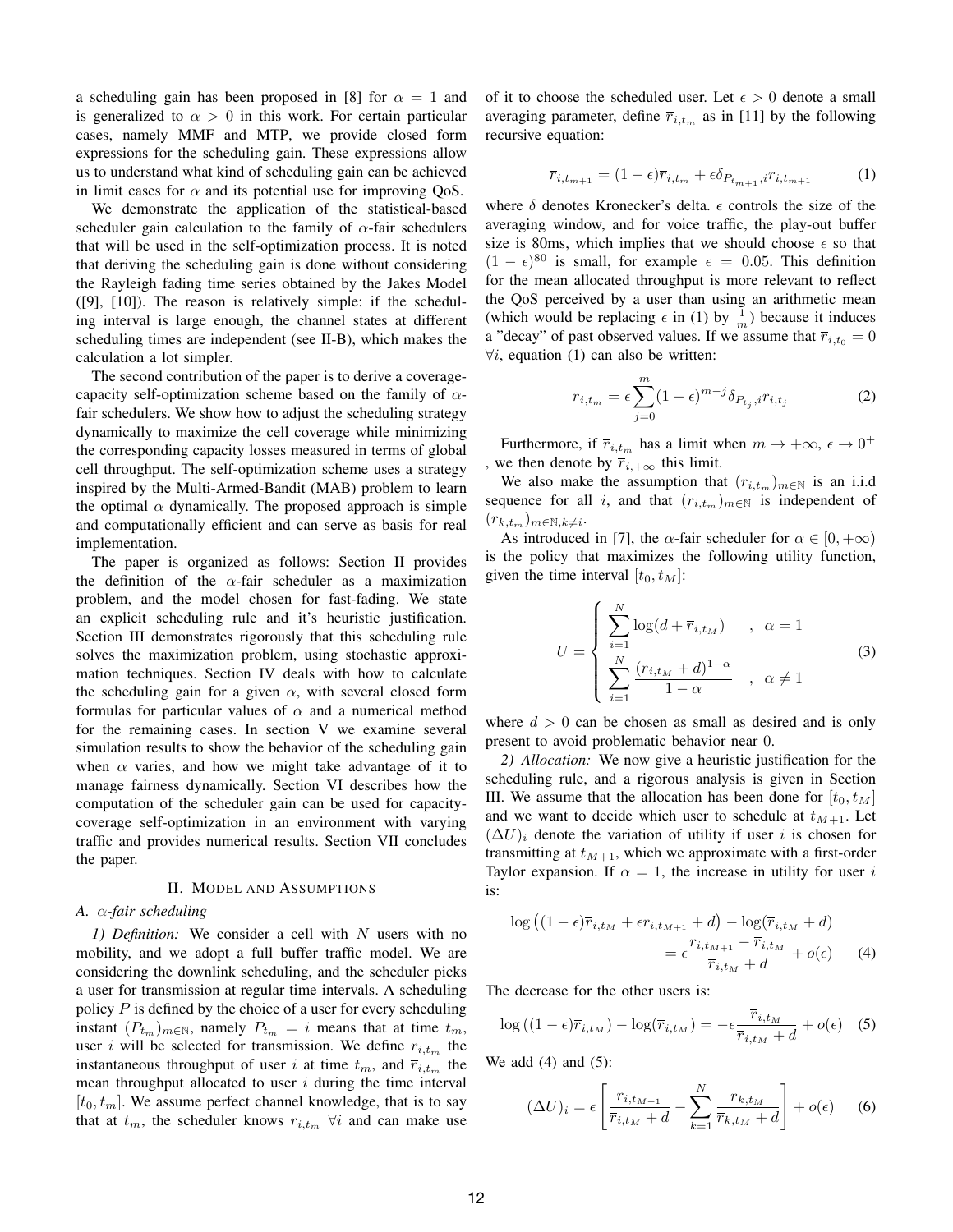a scheduling gain has been proposed in [8] for $\alpha = 1$ and is generalized to $\alpha > 0$ in this work. For certain particular cases, namely MMF and MTP, we provide closed form expressions for the scheduling gain. These expressions allow us to understand what kind of scheduling gain can be achieved in limit cases for $\alpha$ and its potential use for improving QoS.

We demonstrate the application of the statistical-based scheduler gain calculation to the family of $\alpha$-fair schedulers that will be used in the self-optimization process. It is noted that deriving the scheduling gain is done without considering the Rayleigh fading time series obtained by the Jakes Model ([9], [10]). The reason is relatively simple: if the scheduling interval is large enough, the channel states at different scheduling times are independent (see II-B), which makes the calculation a lot simpler.

The second contribution of the paper is to derive a coverage-capacity self-optimization scheme based on the family of $\alpha$-fair schedulers. We show how to adjust the scheduling strategy dynamically to maximize the cell coverage while minimizing the corresponding capacity losses measured in terms of global cell throughput. The self-optimization scheme uses a strategy inspired by the Multi-Armed-Bandit (MAB) problem to learn the optimal $\alpha$ dynamically. The proposed approach is simple and computationally efficient and can serve as basis for real implementation.

The paper is organized as follows: Section II provides the definition of the $\alpha$-fair scheduler as a maximization problem, and the model chosen for fast-fading. We state an explicit scheduling rule and it's heuristic justification. Section III demonstrates rigorously that this scheduling rule solves the maximization problem, using stochastic approximation techniques. Section IV deals with how to calculate the scheduling gain for a given $\alpha$, with several closed form formulas for particular values of $\alpha$ and a numerical method for the remaining cases. In section V we examine several simulation results to show the behavior of the scheduling gain when $\alpha$ varies, and how we might take advantage of it to manage fairness dynamically. Section VI describes how the computation of the scheduler gain can be used for capacity-coverage self-optimization in an environment with varying traffic and provides numerical results. Section VII concludes the paper.

## II. Model and Assumptions

### A. $\alpha$-fair scheduling

*1) Definition:* We consider a cell with $N$ users with no mobility, and we adopt a full buffer traffic model. We are considering the downlink scheduling, and the scheduler picks a user for transmission at regular time intervals. A scheduling policy $P$ is defined by the choice of a user for every scheduling instant $(P_{t_m})_{m\in\mathbb{N}}$, namely $P_{t_m} = i$ means that at time $t_m$, user $i$ will be selected for transmission. We define $r_{i,t_m}$ the instantaneous throughput of user $i$ at time $t_m$, and $\overline{r}_{i,t_m}$ the mean throughput allocated to user $i$ during the time interval $[t_0, t_m]$. We assume perfect channel knowledge, that is to say that at $t_m$, the scheduler knows $r_{i,t_m}$ $\forall i$ and can make use of it to choose the scheduled user. Let $\epsilon > 0$ denote a small averaging parameter, define $\overline{r}_{i,t_m}$ as in [11] by the following recursive equation:

$$\overline{r}_{i,t_{m+1}} = (1-\epsilon)\overline{r}_{i,t_m} + \epsilon\delta_{P_{t_{m+1}},i} r_{i,t_{m+1}} \tag{1}$$

where $\delta$ denotes Kronecker's delta. $\epsilon$ controls the size of the averaging window, and for voice traffic, the play-out buffer size is 80ms, which implies that we should choose $\epsilon$ so that $(1-\epsilon)^{80}$ is small, for example $\epsilon = 0.05$. This definition for the mean allocated throughput is more relevant to reflect the QoS perceived by a user than using an arithmetic mean (which would be replacing $\epsilon$ in (1) by $\frac{1}{m}$) because it induces a "decay" of past observed values. If we assume that $\overline{r}_{i,t_0} = 0$ $\forall i$, equation (1) can also be written:

$$\overline{r}_{i,t_m} = \epsilon \sum_{j=0}^{m} (1-\epsilon)^{m-j} \delta_{P_{t_j},i} r_{i,t_j} \tag{2}$$

Furthermore, if $\overline{r}_{i,t_m}$ has a limit when $m \to +\infty$, $\epsilon \to 0^+$ , we then denote by $\overline{r}_{i,+\infty}$ this limit.

We also make the assumption that $(r_{i,t_m})_{m\in\mathbb{N}}$ is an i.i.d sequence for all $i$, and that $(r_{i,t_m})_{m\in\mathbb{N}}$ is independent of $(r_{k,t_m})_{m\in\mathbb{N},k\neq i}$.

As introduced in [7], the $\alpha$-fair scheduler for $\alpha \in [0, +\infty)$ is the policy that maximizes the following utility function, given the time interval $[t_0, t_M]$:

$$U = \begin{cases} \displaystyle\sum_{i=1}^{N} \log(d + \overline{r}_{i,t_M}) & , \quad \alpha = 1 \\ \displaystyle\sum_{i=1}^{N} \frac{(\overline{r}_{i,t_M} + d)^{1-\alpha}}{1-\alpha} & , \quad \alpha \neq 1 \end{cases} \tag{3}$$

where $d > 0$ can be chosen as small as desired and is only present to avoid problematic behavior near 0.

*2) Allocation:* We now give a heuristic justification for the scheduling rule, and a rigorous analysis is given in Section III. We assume that the allocation has been done for $[t_0, t_M]$ and we want to decide which user to schedule at $t_{M+1}$. Let $(\Delta U)_i$ denote the variation of utility if user $i$ is chosen for transmitting at $t_{M+1}$, which we approximate with a first-order Taylor expansion. If $\alpha = 1$, the increase in utility for user $i$ is:

$$\log\big((1-\epsilon)\overline{r}_{i,t_M} + \epsilon r_{i,t_{M+1}} + d\big) - \log(\overline{r}_{i,t_M} + d) = \epsilon \frac{r_{i,t_{M+1}} - \overline{r}_{i,t_M}}{\overline{r}_{i,t_M} + d} + o(\epsilon) \tag{4}$$

The decrease for the other users is:

$$\log\left((1-\epsilon)\overline{r}_{i,t_M}\right) - \log(\overline{r}_{i,t_M}) = -\epsilon \frac{\overline{r}_{i,t_M}}{\overline{r}_{i,t_M} + d} + o(\epsilon) \tag{5}$$

We add (4) and (5):

$$(\Delta U)_i = \epsilon \left[ \frac{r_{i,t_{M+1}}}{\overline{r}_{i,t_M} + d} - \sum_{k=1}^{N} \frac{\overline{r}_{k,t_M}}{\overline{r}_{k,t_M} + d} \right] + o(\epsilon) \tag{6}$$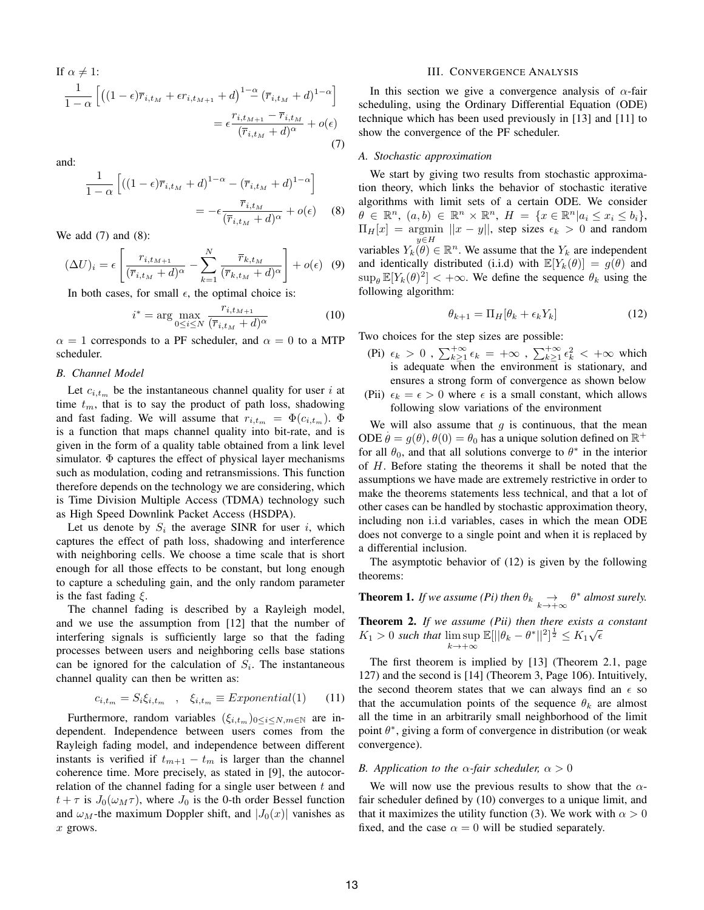If $\alpha \neq 1$:

$$\frac{1}{1-\alpha}\left[\left((1-\epsilon)\overline{r}_{i,t_M}+\epsilon r_{i,t_{M+1}}+d\right)^{1-\alpha}-\left(\overline{r}_{i,t_M}+d\right)^{1-\alpha}\right] = \epsilon\frac{r_{i,t_{M+1}}-\overline{r}_{i,t_M}}{(\overline{r}_{i,t_M}+d)^{\alpha}}+o(\epsilon) \quad (7)$$

and:

$$\frac{1}{1-\alpha}\left[\left((1-\epsilon)\overline{r}_{i,t_M}+d\right)^{1-\alpha}-\left(\overline{r}_{i,t_M}+d\right)^{1-\alpha}\right] = -\epsilon\frac{\overline{r}_{i,t_M}}{(\overline{r}_{i,t_M}+d)^{\alpha}}+o(\epsilon) \quad (8)$$

We add (7) and (8):

$$(\Delta U)_i = \epsilon\left[\frac{r_{i,t_{M+1}}}{(\overline{r}_{i,t_M}+d)^{\alpha}}-\sum_{k=1}^{N}\frac{\overline{r}_{k,t_M}}{(\overline{r}_{k,t_M}+d)^{\alpha}}\right]+o(\epsilon) \quad (9)$$

In both cases, for small $\epsilon$, the optimal choice is:

$$i^* = \arg\max_{0\leq i\leq N}\frac{r_{i,t_{M+1}}}{(\overline{r}_{i,t_M}+d)^{\alpha}} \quad (10)$$

$\alpha = 1$ corresponds to a PF scheduler, and $\alpha = 0$ to a MTP scheduler.

### B. Channel Model

Let $c_{i,t_m}$ be the instantaneous channel quality for user $i$ at time $t_m$, that is to say the product of path loss, shadowing and fast fading. We will assume that $r_{i,t_m} = \Phi(c_{i,t_m})$. $\Phi$ is a function that maps channel quality into bit-rate, and is given in the form of a quality table obtained from a link level simulator. $\Phi$ captures the effect of physical layer mechanisms such as modulation, coding and retransmissions. This function therefore depends on the technology we are considering, which is Time Division Multiple Access (TDMA) technology such as High Speed Downlink Packet Access (HSDPA).

Let us denote by $S_i$ the average SINR for user $i$, which captures the effect of path loss, shadowing and interference with neighboring cells. We choose a time scale that is short enough for all those effects to be constant, but long enough to capture a scheduling gain, and the only random parameter is the fast fading $\xi$.

The channel fading is described by a Rayleigh model, and we use the assumption from [12] that the number of interfering signals is sufficiently large so that the fading processes between users and neighboring cells base stations can be ignored for the calculation of $S_i$. The instantaneous channel quality can then be written as:

$$c_{i,t_m} = S_i\xi_{i,t_m} \quad , \quad \xi_{i,t_m} \equiv Exponential(1) \quad (11)$$

Furthermore, random variables $(\xi_{i,t_m})_{0\leq i\leq N, m\in\mathbb{N}}$ are independent. Independence between users comes from the Rayleigh fading model, and independence between different instants is verified if $t_{m+1}-t_m$ is larger than the channel coherence time. More precisely, as stated in [9], the autocorrelation of the channel fading for a single user between $t$ and $t+\tau$ is $J_0(\omega_M\tau)$, where $J_0$ is the 0-th order Bessel function and $\omega_M$-the maximum Doppler shift, and $|J_0(x)|$ vanishes as $x$ grows.

## III. Convergence Analysis

In this section we give a convergence analysis of $\alpha$-fair scheduling, using the Ordinary Differential Equation (ODE) technique which has been used previously in [13] and [11] to show the convergence of the PF scheduler.

### A. Stochastic approximation

We start by giving two results from stochastic approximation theory, which links the behavior of stochastic iterative algorithms with limit sets of a certain ODE. We consider $\theta \in \mathbb{R}^n$, $(a,b) \in \mathbb{R}^n \times \mathbb{R}^n$, $H = \{x \in \mathbb{R}^n | a_i \leq x_i \leq b_i\}$, $\Pi_H[x] = \underset{y\in H}{\operatorname{argmin}}\ ||x-y||$, step sizes $\epsilon_k > 0$ and random variables $Y_k(\theta) \in \mathbb{R}^n$. We assume that the $Y_k$ are independent and identically distributed (i.i.d) with $\mathbb{E}[Y_k(\theta)] = g(\theta)$ and $\sup_\theta \mathbb{E}[Y_k(\theta)^2] < +\infty$. We define the sequence $\theta_k$ using the following algorithm:

$$\theta_{k+1} = \Pi_H[\theta_k + \epsilon_k Y_k] \quad (12)$$

Two choices for the step sizes are possible:

- (Pi) $\epsilon_k > 0$ , $\sum_{k\geq 1}^{+\infty}\epsilon_k = +\infty$ , $\sum_{k\geq 1}^{+\infty}\epsilon_k^2 < +\infty$ which is adequate when the environment is stationary, and ensures a strong form of convergence as shown below
- (Pii) $\epsilon_k = \epsilon > 0$ where $\epsilon$ is a small constant, which allows following slow variations of the environment

We will also assume that $g$ is continuous, that the mean ODE $\dot{\theta} = g(\theta)$, $\theta(0) = \theta_0$ has a unique solution defined on $\mathbb{R}^+$ for all $\theta_0$, and that all solutions converge to $\theta^*$ in the interior of $H$. Before stating the theorems it shall be noted that the assumptions we have made are extremely restrictive in order to make the theorems statements less technical, and that a lot of other cases can be handled by stochastic approximation theory, including non i.i.d variables, cases in which the mean ODE does not converge to a single point and when it is replaced by a differential inclusion.

The asymptotic behavior of (12) is given by the following theorems:

**Theorem 1.** *If we assume (Pi) then $\theta_k \underset{k\to+\infty}{\to} \theta^*$ almost surely.*

**Theorem 2.** *If we assume (Pii) then there exists a constant $K_1 > 0$ such that $\limsup_{k\to+\infty}\mathbb{E}[||\theta_k-\theta^*||^2]^{\frac{1}{2}} \leq K_1\sqrt{\epsilon}$*

The first theorem is implied by [13] (Theorem 2.1, page 127) and the second is [14] (Theorem 3, Page 106). Intuitively, the second theorem states that we can always find an $\epsilon$ so that the accumulation points of the sequence $\theta_k$ are almost all the time in an arbitrarily small neighborhood of the limit point $\theta^*$, giving a form of convergence in distribution (or weak convergence).

### B. Application to the $\alpha$-fair scheduler, $\alpha > 0$

We will now use the previous results to show that the $\alpha$-fair scheduler defined by (10) converges to a unique limit, and that it maximizes the utility function (3). We work with $\alpha > 0$ fixed, and the case $\alpha = 0$ will be studied separately.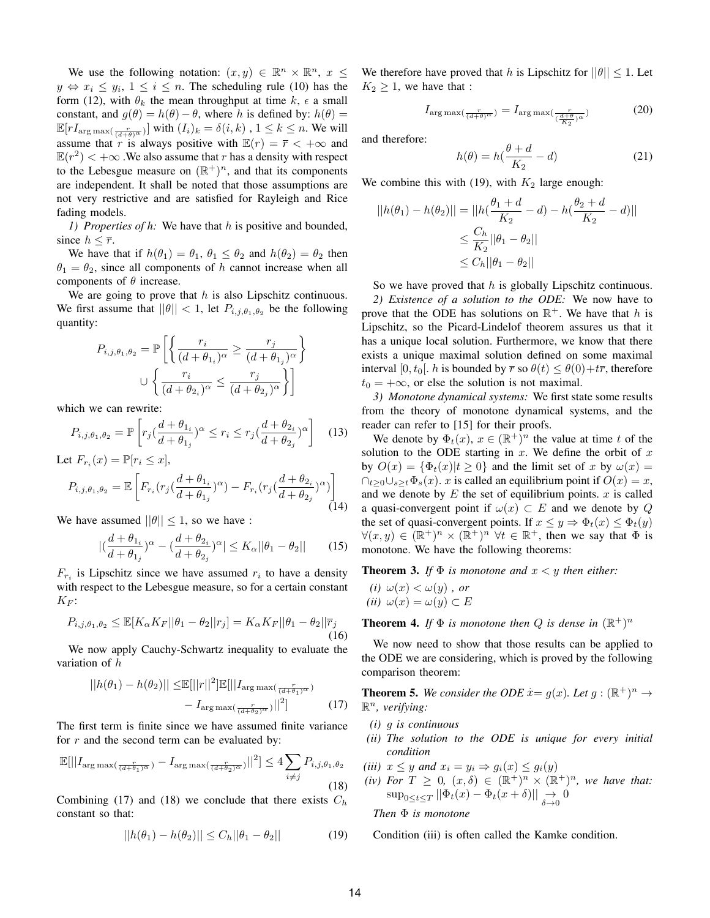We use the following notation: $(x, y) \in \mathbb{R}^n \times \mathbb{R}^n$, $x \leq y \Leftrightarrow x_i \leq y_i$, $1 \leq i \leq n$. The scheduling rule (10) has the form (12), with $\theta_k$ the mean throughput at time $k$, $\epsilon$ a small constant, and $g(\theta) = h(\theta) - \theta$, where $h$ is defined by: $h(\theta) = \mathbb{E}[rI_{\arg\max(\frac{r}{(d+\theta)^\alpha})}]$ with $(I_i)_k = \delta(i, k)$ , $1 \leq k \leq n$. We will assume that $r$ is always positive with $\mathbb{E}(r) = \overline{r} < +\infty$ and $\mathbb{E}(r^2) < +\infty$ .We also assume that $r$ has a density with respect to the Lebesgue measure on $(\mathbb{R}^+)^n$, and that its components are independent. It shall be noted that those assumptions are not very restrictive and are satisfied for Rayleigh and Rice fading models.

*1) Properties of h:* We have that $h$ is positive and bounded, since $h \leq \overline{r}$.

We have that if $h(\theta_1) = \theta_1$, $\theta_1 \leq \theta_2$ and $h(\theta_2) = \theta_2$ then $\theta_1 = \theta_2$, since all components of $h$ cannot increase when all components of $\theta$ increase.

We are going to prove that $h$ is also Lipschitz continuous. We first assume that $||\theta|| < 1$, let $P_{i,j,\theta_1,\theta_2}$ be the following quantity:

$$P_{i,j,\theta_1,\theta_2} = \mathbb{P}\left[\left\{\frac{r_i}{(d+\theta_{1_i})^\alpha} \geq \frac{r_j}{(d+\theta_{1_j})^\alpha}\right\} \cup \left\{\frac{r_i}{(d+\theta_{2_i})^\alpha} \leq \frac{r_j}{(d+\theta_{2_j})^\alpha}\right\}\right]$$

which we can rewrite:

$$P_{i,j,\theta_1,\theta_2} = \mathbb{P}\left[r_j(\frac{d+\theta_{1_i}}{d+\theta_{1_j}})^\alpha \leq r_i \leq r_j(\frac{d+\theta_{2_i}}{d+\theta_{2_j}})^\alpha\right] \quad (13)$$

Let $F_{r_i}(x) = \mathbb{P}[r_i \leq x]$,

$$P_{i,j,\theta_1,\theta_2} = \mathbb{E}\left[F_{r_i}(r_j(\frac{d+\theta_{1_i}}{d+\theta_{1_j}})^\alpha) - F_{r_i}(r_j(\frac{d+\theta_{2_i}}{d+\theta_{2_j}})^\alpha)\right] \quad (14)$$

We have assumed $||\theta|| \leq 1$, so we have :

$$|(\frac{d+\theta_{1_i}}{d+\theta_{1_j}})^\alpha - (\frac{d+\theta_{2_i}}{d+\theta_{2_j}})^\alpha| \leq K_\alpha ||\theta_1 - \theta_2|| \quad (15)$$

$F_{r_i}$ is Lipschitz since we have assumed $r_i$ to have a density with respect to the Lebesgue measure, so for a certain constant $K_F$:

$$P_{i,j,\theta_1,\theta_2} \leq \mathbb{E}[K_\alpha K_F ||\theta_1 - \theta_2|| r_j] = K_\alpha K_F ||\theta_1 - \theta_2|| \overline{r}_j \quad (16)$$

We now apply Cauchy-Schwartz inequality to evaluate the variation of $h$

$$||h(\theta_1) - h(\theta_2)|| \leq \mathbb{E}[||r||^2]\mathbb{E}[||I_{\arg\max(\frac{r}{(d+\theta_1)^\alpha})} - I_{\arg\max(\frac{r}{(d+\theta_2)^\alpha})}||^2] \quad (17)$$

The first term is finite since we have assumed finite variance for $r$ and the second term can be evaluated by:

$$\mathbb{E}[||I_{\arg\max(\frac{r}{(d+\theta_1)^\alpha})} - I_{\arg\max(\frac{r}{(d+\theta_2)^\alpha})}||^2] \leq 4\sum_{i \neq j} P_{i,j,\theta_1,\theta_2} \quad (18)$$

Combining (17) and (18) we conclude that there exists $C_h$ constant so that:

$$||h(\theta_1) - h(\theta_2)|| \leq C_h ||\theta_1 - \theta_2|| \quad (19)$$

We therefore have proved that $h$ is Lipschitz for $||\theta|| \leq 1$. Let $K_2 \geq 1$, we have that :

$$I_{\arg\max(\frac{r}{(d+\theta)^\alpha})} = I_{\arg\max(\frac{r}{(\frac{d+\theta}{K_2})^\alpha})} \quad (20)$$

and therefore:

$$h(\theta) = h(\frac{\theta+d}{K_2} - d) \quad (21)$$

We combine this with (19), with $K_2$ large enough:

$$\begin{aligned} ||h(\theta_1) - h(\theta_2)|| &= ||h(\frac{\theta_1+d}{K_2} - d) - h(\frac{\theta_2+d}{K_2} - d)|| \\ &\leq \frac{C_h}{K_2}||\theta_1 - \theta_2|| \\ &\leq C_h ||\theta_1 - \theta_2|| \end{aligned}$$

So we have proved that $h$ is globally Lipschitz continuous.

*2) Existence of a solution to the ODE:* We now have to prove that the ODE has solutions on $\mathbb{R}^+$. We have that $h$ is Lipschitz, so the Picard-Lindelof theorem assures us that it has a unique local solution. Furthermore, we know that there exists a unique maximal solution defined on some maximal interval $[0, t_0[$. $h$ is bounded by $\overline{r}$ so $\theta(t) \leq \theta(0) + t\overline{r}$, therefore $t_0 = +\infty$, or else the solution is not maximal.

*3) Monotone dynamical systems:* We first state some results from the theory of monotone dynamical systems, and the reader can refer to [15] for their proofs.

We denote by $\Phi_t(x)$, $x \in (\mathbb{R}^+)^n$ the value at time $t$ of the solution to the ODE starting in $x$. We define the orbit of $x$ by $O(x) = \{\Phi_t(x) | t \geq 0\}$ and the limit set of $x$ by $\omega(x) = \cap_{t \geq 0} \cup_{s \geq t} \Phi_s(x)$. $x$ is called an equilibrium point if $O(x) = x$, and we denote by $E$ the set of equilibrium points. $x$ is called a quasi-convergent point if $\omega(x) \subset E$ and we denote by $Q$ the set of quasi-convergent points. If $x \leq y \Rightarrow \Phi_t(x) \leq \Phi_t(y)$ $\forall (x, y) \in (\mathbb{R}^+)^n \times (\mathbb{R}^+)^n$ $\forall t \in \mathbb{R}^+$, then we say that $\Phi$ is monotone. We have the following theorems:

**Theorem 3.** *If $\Phi$ is monotone and $x < y$ then either:*

*(i) $\omega(x) < \omega(y)$ , or*

*(ii) $\omega(x) = \omega(y) \subset E$*

**Theorem 4.** *If $\Phi$ is monotone then $Q$ is dense in $(\mathbb{R}^+)^n$*

We now need to show that those results can be applied to the ODE we are considering, which is proved by the following comparison theorem:

**Theorem 5.** *We consider the ODE $\dot{x} = g(x)$. Let $g : (\mathbb{R}^+)^n \to \mathbb{R}^n$, verifying:*

*(i) $g$ is continuous*

*(ii) The solution to the ODE is unique for every initial condition*

*(iii) $x \leq y$ and $x_i = y_i \Rightarrow g_i(x) \leq g_i(y)$*

*(iv) For $T \geq 0$, $(x, \delta) \in (\mathbb{R}^+)^n \times (\mathbb{R}^+)^n$, we have that: $\sup_{0 \leq t \leq T} ||\Phi_t(x) - \Phi_t(x + \delta)|| \underset{\delta \to 0}{\to} 0$*

*Then $\Phi$ is monotone*

Condition (iii) is often called the Kamke condition.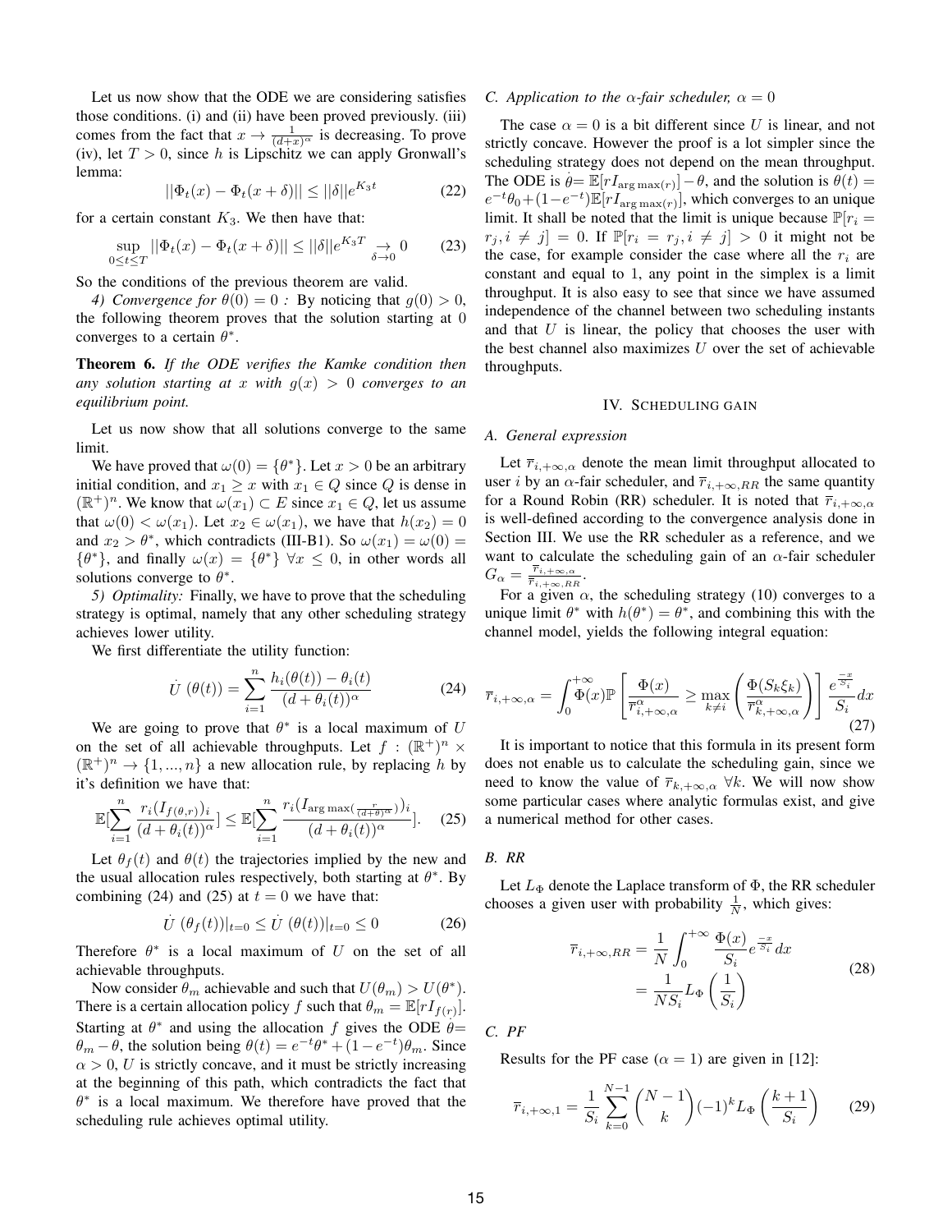Let us now show that the ODE we are considering satisfies those conditions. (i) and (ii) have been proved previously. (iii) comes from the fact that $x \to \frac{1}{(d+x)^\alpha}$ is decreasing. To prove (iv), let $T > 0$, since $h$ is Lipschitz we can apply Gronwall's lemma:

$$||\Phi_t(x) - \Phi_t(x+\delta)|| \leq ||\delta|| e^{K_3 t} \tag{22}$$

for a certain constant $K_3$. We then have that:

$$\sup_{0 \leq t \leq T} ||\Phi_t(x) - \Phi_t(x+\delta)|| \leq ||\delta|| e^{K_3 T} \underset{\delta \to 0}{\to} 0 \tag{23}$$

So the conditions of the previous theorem are valid.

*4) Convergence for $\theta(0) = 0$ :* By noticing that $g(0) > 0$, the following theorem proves that the solution starting at 0 converges to a certain $\theta^*$.

**Theorem 6.** *If the ODE verifies the Kamke condition then any solution starting at $x$ with $g(x) > 0$ converges to an equilibrium point.*

Let us now show that all solutions converge to the same limit.

We have proved that $\omega(0) = \{\theta^*\}$. Let $x > 0$ be an arbitrary initial condition, and $x_1 \geq x$ with $x_1 \in Q$ since $Q$ is dense in $(\mathbb{R}^+)^n$. We know that $\omega(x_1) \subset E$ since $x_1 \in Q$, let us assume that $\omega(0) < \omega(x_1)$. Let $x_2 \in \omega(x_1)$, we have that $h(x_2) = 0$ and $x_2 > \theta^*$, which contradicts (III-B1). So $\omega(x_1) = \omega(0) = \{\theta^*\}$, and finally $\omega(x) = \{\theta^*\}\ \forall x \leq 0$, in other words all solutions converge to $\theta^*$.

*5) Optimality:* Finally, we have to prove that the scheduling strategy is optimal, namely that any other scheduling strategy achieves lower utility.

We first differentiate the utility function:

$$\dot{U}\,(\theta(t)) = \sum_{i=1}^{n} \frac{h_i(\theta(t)) - \theta_i(t)}{(d + \theta_i(t))^\alpha} \tag{24}$$

We are going to prove that $\theta^*$ is a local maximum of $U$ on the set of all achievable throughputs. Let $f : (\mathbb{R}^+)^n \times (\mathbb{R}^+)^n \to \{1, ..., n\}$ a new allocation rule, by replacing $h$ by it's definition we have that:

$$\mathbb{E}[\sum_{i=1}^{n} \frac{r_i (I_{f(\theta,r)})_i}{(d + \theta_i(t))^\alpha}] \leq \mathbb{E}[\sum_{i=1}^{n} \frac{r_i (I_{\arg\max(\frac{r}{(d+\theta)^\alpha})})_i}{(d + \theta_i(t))^\alpha}]. \tag{25}$$

Let $\theta_f(t)$ and $\theta(t)$ the trajectories implied by the new and the usual allocation rules respectively, both starting at $\theta^*$. By combining (24) and (25) at $t = 0$ we have that:

$$\dot{U}\,(\theta_f(t))|_{t=0} \leq \dot{U}\,(\theta(t))|_{t=0} \leq 0 \tag{26}$$

Therefore $\theta^*$ is a local maximum of $U$ on the set of all achievable throughputs.

Now consider $\theta_m$ achievable and such that $U(\theta_m) > U(\theta^*)$. There is a certain allocation policy $f$ such that $\theta_m = \mathbb{E}[r I_{f(r)}]$. Starting at $\theta^*$ and using the allocation $f$ gives the ODE $\dot{\theta} = \theta_m - \theta$, the solution being $\theta(t) = e^{-t}\theta^* + (1 - e^{-t})\theta_m$. Since $\alpha > 0$, $U$ is strictly concave, and it must be strictly increasing at the beginning of this path, which contradicts the fact that $\theta^*$ is a local maximum. We therefore have proved that the scheduling rule achieves optimal utility.

### C. Application to the $\alpha$-fair scheduler, $\alpha = 0$

The case $\alpha = 0$ is a bit different since $U$ is linear, and not strictly concave. However the proof is a lot simpler since the scheduling strategy does not depend on the mean throughput. The ODE is $\dot{\theta} = \mathbb{E}[r I_{\arg\max(r)}] - \theta$, and the solution is $\theta(t) = e^{-t}\theta_0 + (1 - e^{-t})\mathbb{E}[r I_{\arg\max(r)}]$, which converges to an unique limit. It shall be noted that the limit is unique because $\mathbb{P}[r_i = r_j, i \neq j] = 0$. If $\mathbb{P}[r_i = r_j, i \neq j] > 0$ it might not be the case, for example consider the case where all the $r_i$ are constant and equal to 1, any point in the simplex is a limit throughput. It is also easy to see that since we have assumed independence of the channel between two scheduling instants and that $U$ is linear, the policy that chooses the user with the best channel also maximizes $U$ over the set of achievable throughputs.

## IV. Scheduling gain

### A. General expression

Let $\overline{r}_{i,+\infty,\alpha}$ denote the mean limit throughput allocated to user $i$ by an $\alpha$-fair scheduler, and $\overline{r}_{i,+\infty,RR}$ the same quantity for a Round Robin (RR) scheduler. It is noted that $\overline{r}_{i,+\infty,\alpha}$ is well-defined according to the convergence analysis done in Section III. We use the RR scheduler as a reference, and we want to calculate the scheduling gain of an $\alpha$-fair scheduler $G_\alpha = \frac{\overline{r}_{i,+\infty,\alpha}}{\overline{r}_{i,+\infty,RR}}$.

For a given $\alpha$, the scheduling strategy (10) converges to a unique limit $\theta^*$ with $h(\theta^*) = \theta^*$, and combining this with the channel model, yields the following integral equation:

$$\overline{r}_{i,+\infty,\alpha} = \int_0^{+\infty} \Phi(x) \mathbb{P}\left[\frac{\Phi(x)}{\overline{r}^\alpha_{i,+\infty,\alpha}} \geq \max_{k \neq i}\left(\frac{\Phi(S_k \xi_k)}{\overline{r}^\alpha_{k,+\infty,\alpha}}\right)\right] \frac{e^{\frac{-x}{S_i}}}{S_i} dx \tag{27}$$

It is important to notice that this formula in its present form does not enable us to calculate the scheduling gain, since we need to know the value of $\overline{r}_{k,+\infty,\alpha}\ \forall k$. We will now show some particular cases where analytic formulas exist, and give a numerical method for other cases.

### B. RR

Let $L_\Phi$ denote the Laplace transform of $\Phi$, the RR scheduler chooses a given user with probability $\frac{1}{N}$, which gives:

$$\begin{aligned} \overline{r}_{i,+\infty,RR} &= \frac{1}{N} \int_0^{+\infty} \frac{\Phi(x)}{S_i} e^{\frac{-x}{S_i}} dx \\ &= \frac{1}{N S_i} L_\Phi\left(\frac{1}{S_i}\right) \end{aligned} \tag{28}$$

### C. PF

Results for the PF case ($\alpha = 1$) are given in [12]:

$$\overline{r}_{i,+\infty,1} = \frac{1}{S_i} \sum_{k=0}^{N-1} \binom{N-1}{k} (-1)^k L_\Phi\left(\frac{k+1}{S_i}\right) \tag{29}$$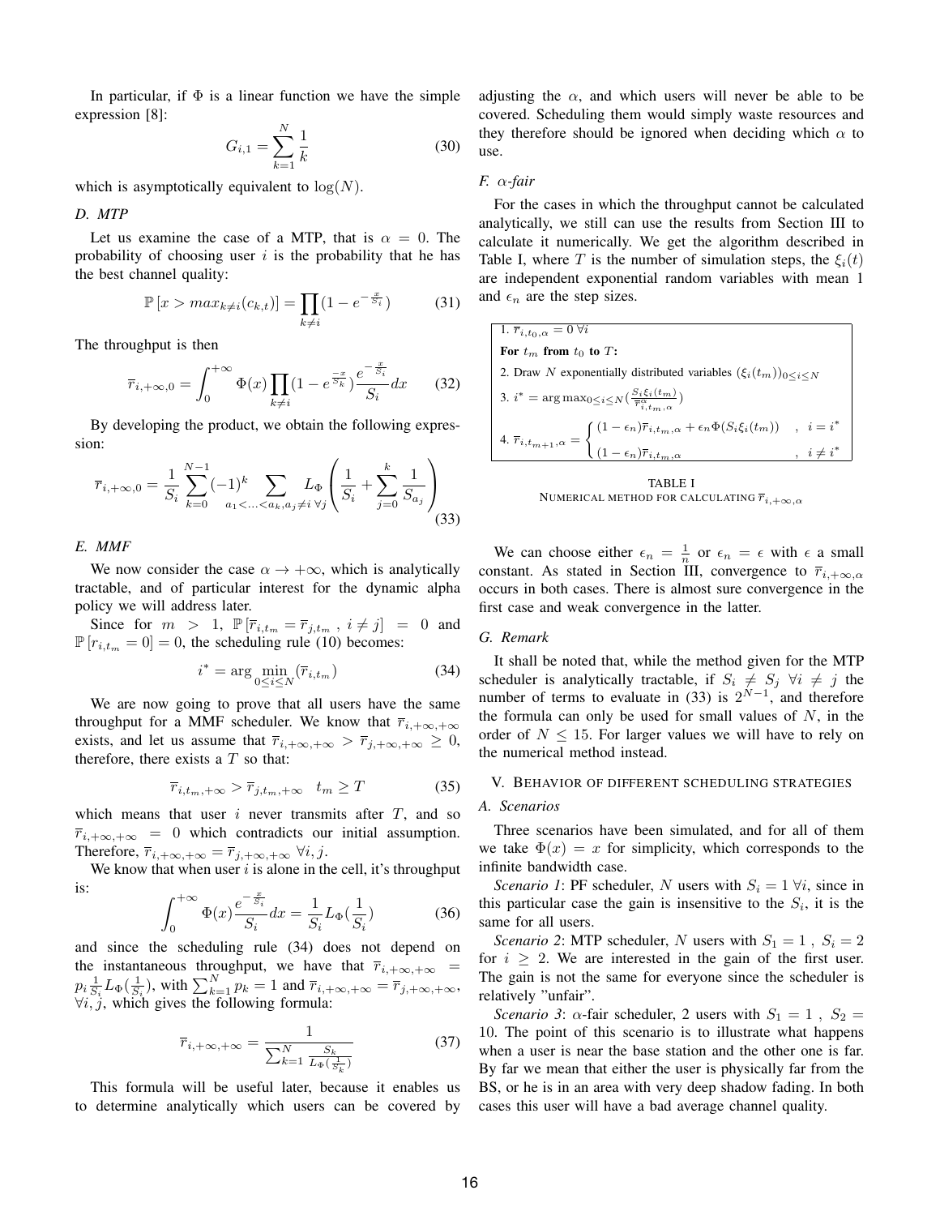In particular, if $\Phi$ is a linear function we have the simple expression [8]:

$$G_{i,1} = \sum_{k=1}^{N} \frac{1}{k} \tag{30}$$

which is asymptotically equivalent to $\log(N)$.

### D. MTP

Let us examine the case of a MTP, that is $\alpha = 0$. The probability of choosing user $i$ is the probability that he has the best channel quality:

$$\mathbb{P}\left[x > max_{k \neq i}(c_{k,t})\right] = \prod_{k \neq i} (1 - e^{-\frac{x}{S_i}}) \tag{31}$$

The throughput is then

$$\overline{r}_{i,+\infty,0} = \int_0^{+\infty} \Phi(x) \prod_{k \neq i} (1 - e^{\frac{-x}{S_k}}) \frac{e^{-\frac{x}{S_i}}}{S_i} dx \tag{32}$$

By developing the product, we obtain the following expression:

$$\overline{r}_{i,+\infty,0} = \frac{1}{S_i} \sum_{k=0}^{N-1} (-1)^k \sum_{a_1 < \ldots < a_k, a_j \neq i \ \forall j} L_\Phi \left( \frac{1}{S_i} + \sum_{j=0}^{k} \frac{1}{S_{a_j}} \right) \tag{33}$$

### E. MMF

We now consider the case $\alpha \to +\infty$, which is analytically tractable, and of particular interest for the dynamic alpha policy we will address later.

Since for $m > 1$, $\mathbb{P}\left[\overline{r}_{i,t_m} = \overline{r}_{j,t_m} \ , \ i \neq j\right] = 0$ and $\mathbb{P}\left[r_{i,t_m} = 0\right] = 0$, the scheduling rule (10) becomes:

$$i^* = \arg \min_{0 \leq i \leq N} (\overline{r}_{i,t_m}) \tag{34}$$

We are now going to prove that all users have the same throughput for a MMF scheduler. We know that $\overline{r}_{i,+\infty,+\infty}$ exists, and let us assume that $\overline{r}_{i,+\infty,+\infty} > \overline{r}_{j,+\infty,+\infty} \geq 0$, therefore, there exists a $T$ so that:

$$\overline{r}_{i,t_m,+\infty} > \overline{r}_{j,t_m,+\infty} \quad t_m \geq T \tag{35}$$

which means that user $i$ never transmits after $T$, and so $\overline{r}_{i,+\infty,+\infty} = 0$ which contradicts our initial assumption. Therefore, $\overline{r}_{i,+\infty,+\infty} = \overline{r}_{j,+\infty,+\infty} \ \forall i, j$.

We know that when user $i$ is alone in the cell, it's throughput is:

$$\int_0^{+\infty} \Phi(x) \frac{e^{-\frac{x}{S_i}}}{S_i} dx = \frac{1}{S_i} L_\Phi(\frac{1}{S_i}) \tag{36}$$

and since the scheduling rule (34) does not depend on the instantaneous throughput, we have that $\overline{r}_{i,+\infty,+\infty} = p_i \frac{1}{S_i} L_\Phi(\frac{1}{S_i})$, with $\sum_{k=1}^{N} p_k = 1$ and $\overline{r}_{i,+\infty,+\infty} = \overline{r}_{j,+\infty,+\infty}$, $\forall i, j$, which gives the following formula:

$$\overline{r}_{i,+\infty,+\infty} = \frac{1}{\sum_{k=1}^{N} \frac{S_k}{L_\Phi(\frac{1}{S_k})}} \tag{37}$$

This formula will be useful later, because it enables us to determine analytically which users can be covered by adjusting the $\alpha$, and which users will never be able to be covered. Scheduling them would simply waste resources and they therefore should be ignored when deciding which $\alpha$ to use.

### F. α-fair

For the cases in which the throughput cannot be calculated analytically, we still can use the results from Section III to calculate it numerically. We get the algorithm described in Table I, where $T$ is the number of simulation steps, the $\xi_i(t)$ are independent exponential random variables with mean 1 and $\epsilon_n$ are the step sizes.

| |
|---|
| 1. $\overline{r}_{i,t_0,\alpha} = 0 \ \forall i$ |
| **For** $t_m$ **from** $t_0$ **to** $T$: |
| 2. Draw $N$ exponentially distributed variables $(\xi_i(t_m))_{0 \leq i \leq N}$ |
| 3. $i^* = \arg\max_{0 \leq i \leq N} (\frac{S_i \xi_i(t_m)}{\overline{r}^{\alpha}_{i,t_m,\alpha}})$ |
| 4. $\overline{r}_{i,t_{m+1},\alpha} = \begin{cases} (1-\epsilon_n)\overline{r}_{i,t_m,\alpha} + \epsilon_n \Phi(S_i \xi_i(t_m)) & , \ i = i^* \\ (1-\epsilon_n)\overline{r}_{i,t_m,\alpha} & , \ i \neq i^* \end{cases}$ |

TABLE I
NUMERICAL METHOD FOR CALCULATING $\overline{r}_{i,+\infty,\alpha}$

We can choose either $\epsilon_n = \frac{1}{n}$ or $\epsilon_n = \epsilon$ with $\epsilon$ a small constant. As stated in Section III, convergence to $\overline{r}_{i,+\infty,\alpha}$ occurs in both cases. There is almost sure convergence in the first case and weak convergence in the latter.

### G. Remark

It shall be noted that, while the method given for the MTP scheduler is analytically tractable, if $S_i \neq S_j \ \forall i \neq j$ the number of terms to evaluate in (33) is $2^{N-1}$, and therefore the formula can only be used for small values of $N$, in the order of $N \leq 15$. For larger values we will have to rely on the numerical method instead.

## V. Behavior of different scheduling strategies

### A. Scenarios

Three scenarios have been simulated, and for all of them we take $\Phi(x) = x$ for simplicity, which corresponds to the infinite bandwidth case.

*Scenario 1*: PF scheduler, $N$ users with $S_i = 1 \ \forall i$, since in this particular case the gain is insensitive to the $S_i$, it is the same for all users.

*Scenario 2*: MTP scheduler, $N$ users with $S_1 = 1$ , $S_i = 2$ for $i \geq 2$. We are interested in the gain of the first user. The gain is not the same for everyone since the scheduler is relatively "unfair".

*Scenario 3*: $\alpha$-fair scheduler, 2 users with $S_1 = 1$ , $S_2 = 10$. The point of this scenario is to illustrate what happens when a user is near the base station and the other one is far. By far we mean that either the user is physically far from the BS, or he is in an area with very deep shadow fading. In both cases this user will have a bad average channel quality.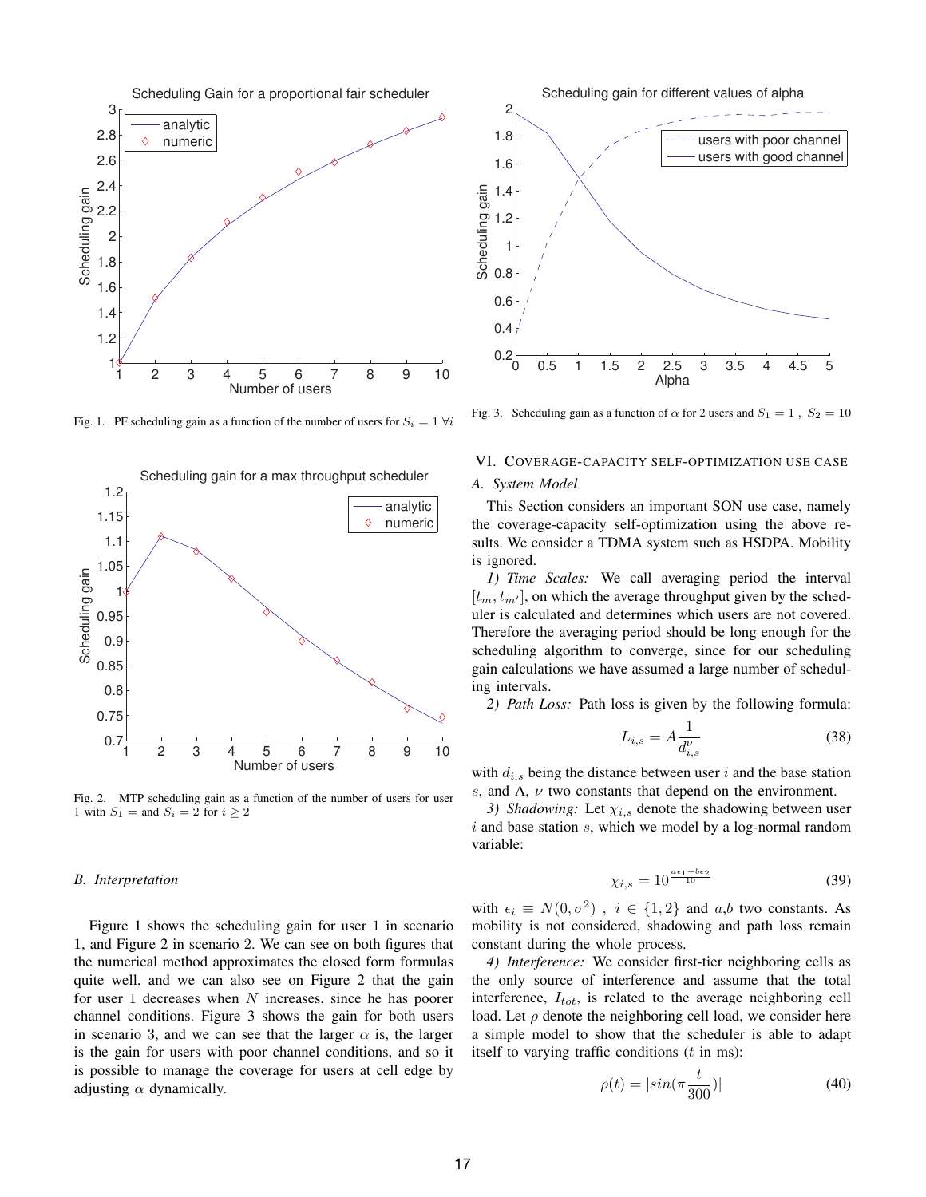Fig. 1. PF scheduling gain as a function of the number of users for $S_i = 1\ \forall i$

Fig. 2. MTP scheduling gain as a function of the number of users for user 1 with $S_1 =$ and $S_i = 2$ for $i \geq 2$

### B. Interpretation

Figure 1 shows the scheduling gain for user 1 in scenario 1, and Figure 2 in scenario 2. We can see on both figures that the numerical method approximates the closed form formulas quite well, and we can also see on Figure 2 that the gain for user 1 decreases when $N$ increases, since he has poorer channel conditions. Figure 3 shows the gain for both users in scenario 3, and we can see that the larger $\alpha$ is, the larger is the gain for users with poor channel conditions, and so it is possible to manage the coverage for users at cell edge by adjusting $\alpha$ dynamically.

Fig. 3. Scheduling gain as a function of $\alpha$ for 2 users and $S_1 = 1$ , $S_2 = 10$

## VI. Coverage-capacity self-optimization use case

### A. System Model

This Section considers an important SON use case, namely the coverage-capacity self-optimization using the above results. We consider a TDMA system such as HSDPA. Mobility is ignored.

*1) Time Scales:* We call averaging period the interval $[t_m, t_{m'}]$, on which the average throughput given by the scheduler is calculated and determines which users are not covered. Therefore the averaging period should be long enough for the scheduling algorithm to converge, since for our scheduling gain calculations we have assumed a large number of scheduling intervals.

*2) Path Loss:* Path loss is given by the following formula:

$$L_{i,s} = A\frac{1}{d_{i,s}^{\nu}} \tag{38}$$

with $d_{i,s}$ being the distance between user $i$ and the base station $s$, and A, $\nu$ two constants that depend on the environment.

*3) Shadowing:* Let $\chi_{i,s}$ denote the shadowing between user $i$ and base station $s$, which we model by a log-normal random variable:

$$\chi_{i,s} = 10^{\frac{a\epsilon_1 + b\epsilon_2}{10}} \tag{39}$$

with $\epsilon_i \equiv N(0, \sigma^2)$ , $i \in \{1, 2\}$ and $a$,$b$ two constants. As mobility is not considered, shadowing and path loss remain constant during the whole process.

*4) Interference:* We consider first-tier neighboring cells as the only source of interference and assume that the total interference, $I_{tot}$, is related to the average neighboring cell load. Let $\rho$ denote the neighboring cell load, we consider here a simple model to show that the scheduler is able to adapt itself to varying traffic conditions ($t$ in ms):

$$\rho(t) = |sin(\pi\frac{t}{300})| \tag{40}$$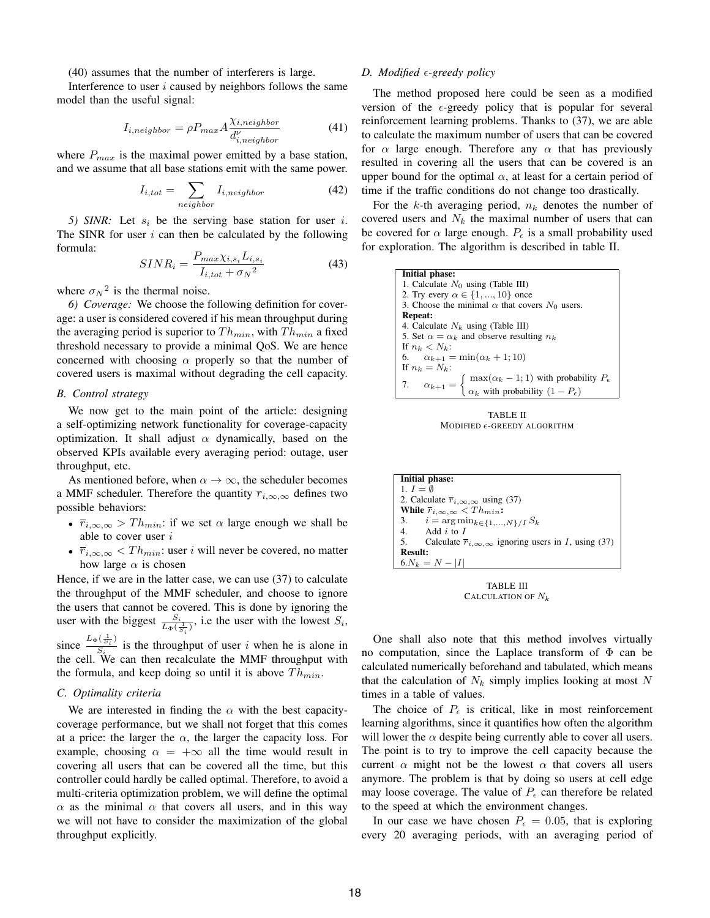(40) assumes that the number of interferers is large.

Interference to user $i$ caused by neighbors follows the same model than the useful signal:

$$I_{i,neighbor} = \rho P_{max} A \frac{\chi_{i,neighbor}}{d_{i,neighbor}^{\nu}} \tag{41}$$

where $P_{max}$ is the maximal power emitted by a base station, and we assume that all base stations emit with the same power.

$$I_{i,tot} = \sum_{neighbor} I_{i,neighbor} \tag{42}$$

*5) SINR:* Let $s_i$ be the serving base station for user $i$. The SINR for user $i$ can then be calculated by the following formula:

$$SINR_i = \frac{P_{max}\chi_{i,s_i} L_{i,s_i}}{I_{i,tot} + \sigma_N{}^2} \tag{43}$$

where $\sigma_N{}^2$ is the thermal noise.

*6) Coverage:* We choose the following definition for coverage: a user is considered covered if his mean throughput during the averaging period is superior to $Th_{min}$, with $Th_{min}$ a fixed threshold necessary to provide a minimal QoS. We are hence concerned with choosing $\alpha$ properly so that the number of covered users is maximal without degrading the cell capacity.

### B. Control strategy

We now get to the main point of the article: designing a self-optimizing network functionality for coverage-capacity optimization. It shall adjust $\alpha$ dynamically, based on the observed KPIs available every averaging period: outage, user throughput, etc.

As mentioned before, when $\alpha \to \infty$, the scheduler becomes a MMF scheduler. Therefore the quantity $\overline{r}_{i,\infty,\infty}$ defines two possible behaviors:

- $\overline{r}_{i,\infty,\infty} > Th_{min}$: if we set $\alpha$ large enough we shall be able to cover user $i$
- $\overline{r}_{i,\infty,\infty} < Th_{min}$: user $i$ will never be covered, no matter how large $\alpha$ is chosen

Hence, if we are in the latter case, we can use (37) to calculate the throughput of the MMF scheduler, and choose to ignore the users that cannot be covered. This is done by ignoring the user with the biggest $\frac{S_i}{L_\Phi(\frac{1}{S_i})}$, i.e the user with the lowest $S_i$, since $\frac{L_\Phi(\frac{1}{S_i})}{S_i}$ is the throughput of user $i$ when he is alone in the cell. We can then recalculate the MMF throughput with the formula, and keep doing so until it is above $Th_{min}$.

### C. Optimality criteria

We are interested in finding the $\alpha$ with the best capacity-coverage performance, but we shall not forget that this comes at a price: the larger the $\alpha$, the larger the capacity loss. For example, choosing $\alpha = +\infty$ all the time would result in covering all users that can be covered all the time, but this controller could hardly be called optimal. Therefore, to avoid a multi-criteria optimization problem, we will define the optimal $\alpha$ as the minimal $\alpha$ that covers all users, and in this way we will not have to consider the maximization of the global throughput explicitly.

### D. Modified $\epsilon$-greedy policy

The method proposed here could be seen as a modified version of the $\epsilon$-greedy policy that is popular for several reinforcement learning problems. Thanks to (37), we are able to calculate the maximum number of users that can be covered for $\alpha$ large enough. Therefore any $\alpha$ that has previously resulted in covering all the users that can be covered is an upper bound for the optimal $\alpha$, at least for a certain period of time if the traffic conditions do not change too drastically.

For the $k$-th averaging period, $n_k$ denotes the number of covered users and $N_k$ the maximal number of users that can be covered for $\alpha$ large enough. $P_\epsilon$ is a small probability used for exploration. The algorithm is described in table II.

| |
|---|
| **Initial phase:** |
| 1. Calculate $N_0$ using (Table III) |
| 2. Try every $\alpha \in \{1,...,10\}$ once |
| 3. Choose the minimal $\alpha$ that covers $N_0$ users. |
| **Repeat:** |
| 4. Calculate $N_k$ using (Table III) |
| 5. Set $\alpha = \alpha_k$ and observe resulting $n_k$ |
| If $n_k < N_k$: |
| 6. $\alpha_{k+1} = \min(\alpha_k + 1; 10)$ |
| If $n_k = N_k$: |
| 7. $\alpha_{k+1} = \begin{cases} \max(\alpha_k - 1; 1) \text{ with probability } P_\epsilon \\ \alpha_k \text{ with probability } (1 - P_\epsilon) \end{cases}$ |

TABLE II
MODIFIED $\epsilon$-GREEDY ALGORITHM

| |
|---|
| **Initial phase:** |
| 1. $I = \emptyset$ |
| 2. Calculate $\overline{r}_{i,\infty,\infty}$ using (37) |
| **While** $\overline{r}_{i,\infty,\infty} < Th_{min}$**:** |
| 3. $i = \arg\min_{k \in \{1,...,N\}/I} S_k$ |
| 4. Add $i$ to $I$ |
| 5. Calculate $\overline{r}_{i,\infty,\infty}$ ignoring users in $I$, using (37) |
| **Result:** |
| 6.$N_k = N - \lvert I \rvert$ |

TABLE III
CALCULATION OF $N_k$

One shall also note that this method involves virtually no computation, since the Laplace transform of $\Phi$ can be calculated numerically beforehand and tabulated, which means that the calculation of $N_k$ simply implies looking at most $N$ times in a table of values.

The choice of $P_\epsilon$ is critical, like in most reinforcement learning algorithms, since it quantifies how often the algorithm will lower the $\alpha$ despite being currently able to cover all users. The point is to try to improve the cell capacity because the current $\alpha$ might not be the lowest $\alpha$ that covers all users anymore. The problem is that by doing so users at cell edge may loose coverage. The value of $P_\epsilon$ can therefore be related to the speed at which the environment changes.

In our case we have chosen $P_\epsilon = 0.05$, that is exploring every 20 averaging periods, with an averaging period of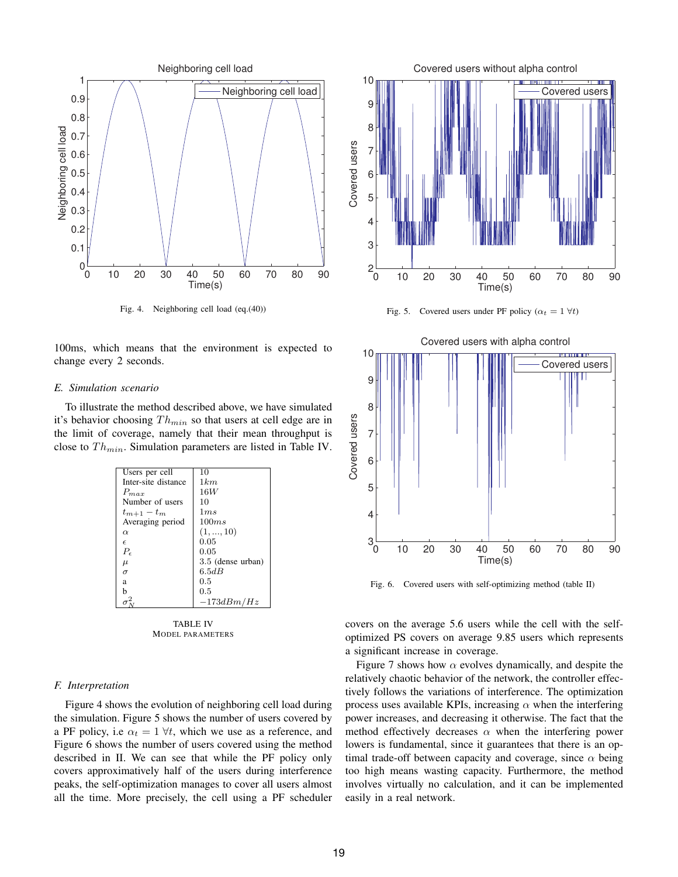Fig. 4. Neighboring cell load (eq.(40))

Fig. 5. Covered users under PF policy ($\alpha_t = 1 \; \forall t$)

Fig. 6. Covered users with self-optimizing method (table II)

100ms, which means that the environment is expected to change every 2 seconds.

### E. Simulation scenario

To illustrate the method described above, we have simulated it's behavior choosing $Th_{min}$ so that users at cell edge are in the limit of coverage, namely that their mean throughput is close to $Th_{min}$. Simulation parameters are listed in Table IV.

| | |
|---|---|
| Users per cell | 10 |
| Inter-site distance | $1km$ |
| $P_{max}$ | $16W$ |
| Number of users | 10 |
| $t_{m+1} - t_m$ | $1ms$ |
| Averaging period | $100ms$ |
| $\alpha$ | $(1, ..., 10)$ |
| $\epsilon$ | 0.05 |
| $P_\epsilon$ | 0.05 |
| $\mu$ | 3.5 (dense urban) |
| $\sigma$ | $6.5dB$ |
| a | 0.5 |
| b | 0.5 |
| $\sigma_N^2$ | $-173dBm/Hz$ |

TABLE IV
MODEL PARAMETERS

### F. Interpretation

Figure 4 shows the evolution of neighboring cell load during the simulation. Figure 5 shows the number of users covered by a PF policy, i.e $\alpha_t = 1 \; \forall t$, which we use as a reference, and Figure 6 shows the number of users covered using the method described in II. We can see that while the PF policy only covers approximatively half of the users during interference peaks, the self-optimization manages to cover all users almost all the time. More precisely, the cell using a PF scheduler covers on the average 5.6 users while the cell with the self-optimized PS covers on average 9.85 users which represents a significant increase in coverage.

Figure 7 shows how $\alpha$ evolves dynamically, and despite the relatively chaotic behavior of the network, the controller effectively follows the variations of interference. The optimization process uses available KPIs, increasing $\alpha$ when the interfering power increases, and decreasing it otherwise. The fact that the method effectively decreases $\alpha$ when the interfering power lowers is fundamental, since it guarantees that there is an optimal trade-off between capacity and coverage, since $\alpha$ being too high means wasting capacity. Furthermore, the method involves virtually no calculation, and it can be implemented easily in a real network.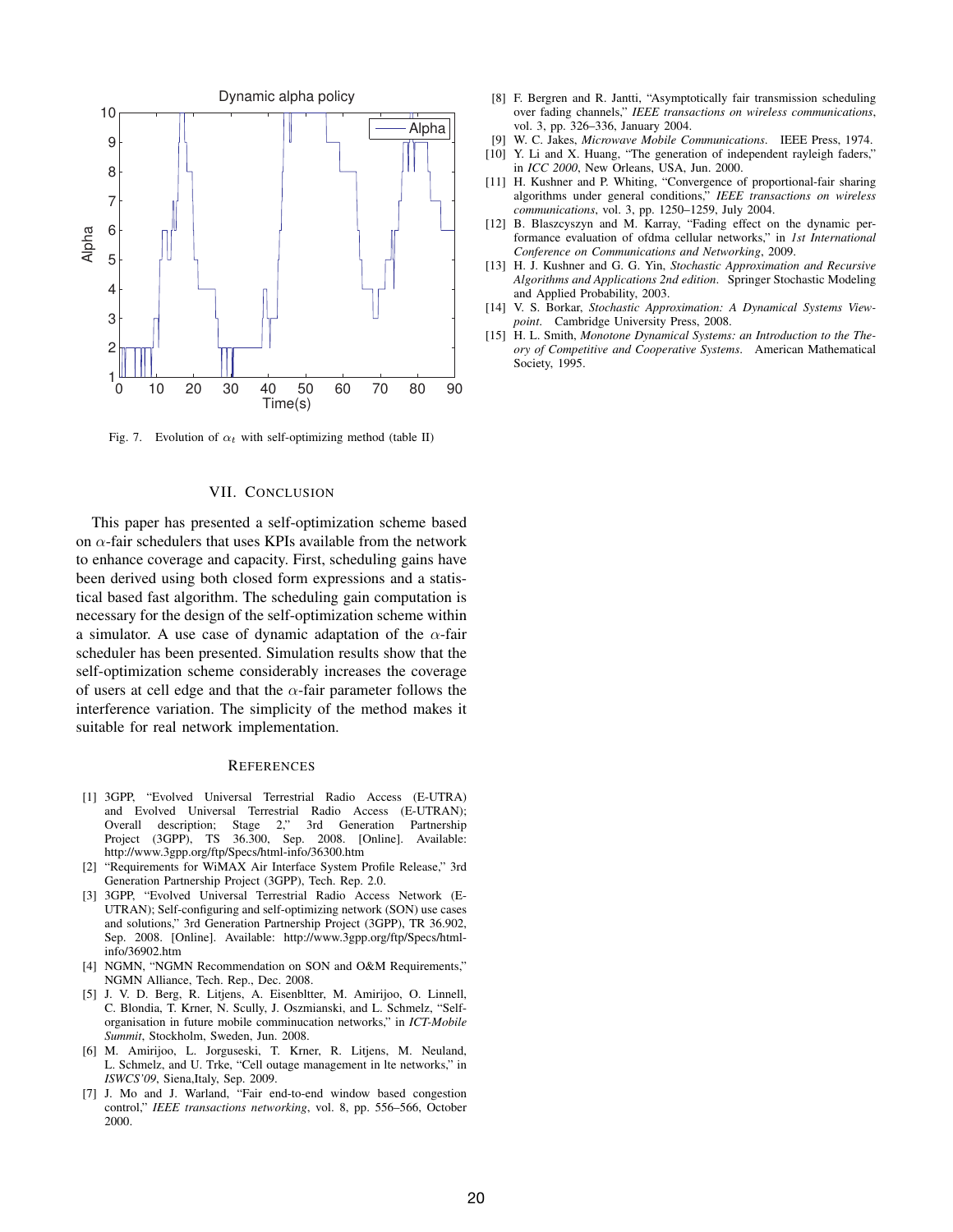Dynamic alpha policy

Alpha

10
9
8
7
6
5
4
3
2
1

0 10 20 30 40 50 60 70 80 90

Time(s)

Alpha

Fig. 7. Evolution of $\alpha_t$ with self-optimizing method (table II)

## VII. Conclusion

This paper has presented a self-optimization scheme based on $\alpha$-fair schedulers that uses KPIs available from the network to enhance coverage and capacity. First, scheduling gains have been derived using both closed form expressions and a statistical based fast algorithm. The scheduling gain computation is necessary for the design of the self-optimization scheme within a simulator. A use case of dynamic adaptation of the $\alpha$-fair scheduler has been presented. Simulation results show that the self-optimization scheme considerably increases the coverage of users at cell edge and that the $\alpha$-fair parameter follows the interference variation. The simplicity of the method makes it suitable for real network implementation.

## References

[1] 3GPP, "Evolved Universal Terrestrial Radio Access (E-UTRA) and Evolved Universal Terrestrial Radio Access (E-UTRAN); Overall description; Stage 2," 3rd Generation Partnership Project (3GPP), TS 36.300, Sep. 2008. [Online]. Available: http://www.3gpp.org/ftp/Specs/html-info/36300.htm

[2] "Requirements for WiMAX Air Interface System Profile Release," 3rd Generation Partnership Project (3GPP), Tech. Rep. 2.0.

[3] 3GPP, "Evolved Universal Terrestrial Radio Access Network (E-UTRAN); Self-configuring and self-optimizing network (SON) use cases and solutions," 3rd Generation Partnership Project (3GPP), TR 36.902, Sep. 2008. [Online]. Available: http://www.3gpp.org/ftp/Specs/html-info/36902.htm

[4] NGMN, "NGMN Recommendation on SON and O&M Requirements," NGMN Alliance, Tech. Rep., Dec. 2008.

[5] J. V. D. Berg, R. Litjens, A. Eisenbltter, M. Amirijoo, O. Linnell, C. Blondia, T. Krner, N. Scully, J. Oszmianski, and L. Schmelz, "Self-organisation in future mobile comminucation networks," in *ICT-Mobile Summit*, Stockholm, Sweden, Jun. 2008.

[6] M. Amirijoo, L. Jorguseski, T. Krner, R. Litjens, M. Neuland, L. Schmelz, and U. Trke, "Cell outage management in lte networks," in *ISWCS'09*, Siena,Italy, Sep. 2009.

[7] J. Mo and J. Warland, "Fair end-to-end window based congestion control," *IEEE transactions networking*, vol. 8, pp. 556–566, October 2000.

[8] F. Bergren and R. Jantti, "Asymptotically fair transmission scheduling over fading channels," *IEEE transactions on wireless communications*, vol. 3, pp. 326–336, January 2004.

[9] W. C. Jakes, *Microwave Mobile Communications*. IEEE Press, 1974.

[10] Y. Li and X. Huang, "The generation of independent rayleigh faders," in *ICC 2000*, New Orleans, USA, Jun. 2000.

[11] H. Kushner and P. Whiting, "Convergence of proportional-fair sharing algorithms under general conditions," *IEEE transactions on wireless communications*, vol. 3, pp. 1250–1259, July 2004.

[12] B. Blaszcyszyn and M. Karray, "Fading effect on the dynamic performance evaluation of ofdma cellular networks," in *1st International Conference on Communications and Networking*, 2009.

[13] H. J. Kushner and G. G. Yin, *Stochastic Approximation and Recursive Algorithms and Applications 2nd edition*. Springer Stochastic Modeling and Applied Probability, 2003.

[14] V. S. Borkar, *Stochastic Approximation: A Dynamical Systems Viewpoint*. Cambridge University Press, 2008.

[15] H. L. Smith, *Monotone Dynamical Systems: an Introduction to the Theory of Competitive and Cooperative Systems*. American Mathematical Society, 1995.